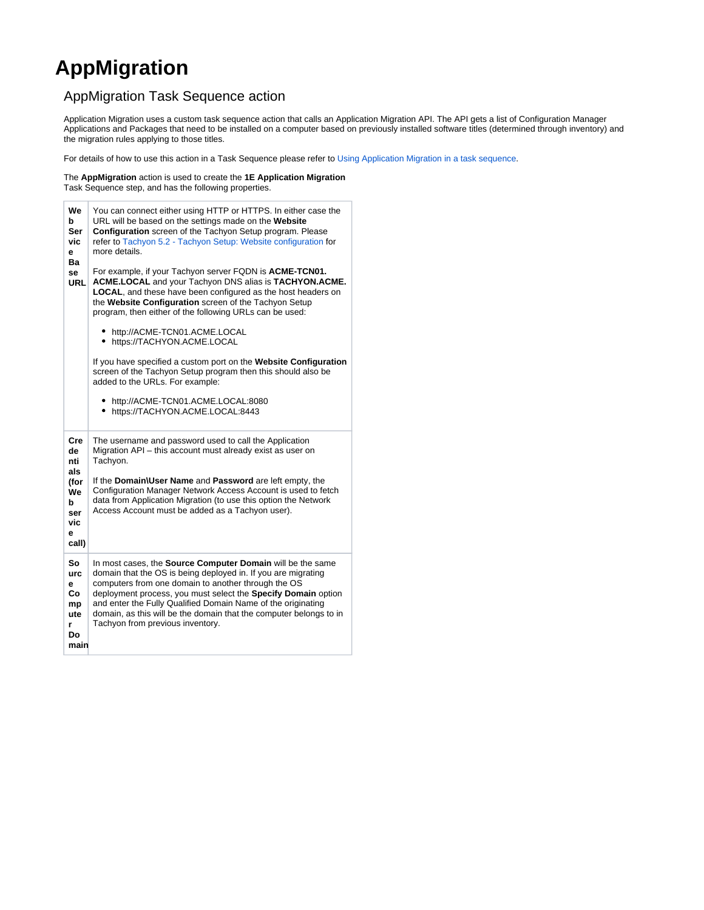# AppMigration

## AppMigration Task Sequence action

Application Migration uses a custom task sequence action that calls an Application Migration API. The API gets a list of Configuration Manager Applications and Packages that need to be installed on a computer based on previously installed software titles (determined through inventory) and the migration rules applying to those titles.

For details of how to use this action in a Task Sequence please refer to Using Application Migration in a task sequence.

The **AppMigration** action is used to create the **1E Application Migration** Task Sequence step, and has the following properties.

| | |
|---|---|
| **Web Service Base URL** | You can connect either using HTTP or HTTPS. In either case the URL will be based on the settings made on the **Website Configuration** screen of the Tachyon Setup program. Please refer to Tachyon 5.2 - Tachyon Setup: Website configuration for more details.<br><br>For example, if your Tachyon server FQDN is **ACME-TCN01.ACME.LOCAL** and your Tachyon DNS alias is **TACHYON.ACME.LOCAL**, and these have been configured as the host headers on the **Website Configuration** screen of the Tachyon Setup program, then either of the following URLs can be used:<br><br>• http://ACME-TCN01.ACME.LOCAL<br>• https://TACHYON.ACME.LOCAL<br><br>If you have specified a custom port on the **Website Configuration** screen of the Tachyon Setup program then this should also be added to the URLs. For example:<br><br>• http://ACME-TCN01.ACME.LOCAL:8080<br>• https://TACHYON.ACME.LOCAL:8443 |
| **Credentials (for Web service call)** | The username and password used to call the Application Migration API – this account must already exist as user on Tachyon.<br><br>If the **Domain\User Name** and **Password** are left empty, the Configuration Manager Network Access Account is used to fetch data from Application Migration (to use this option the Network Access Account must be added as a Tachyon user). |
| **Source Computer Domain** | In most cases, the **Source Computer Domain** will be the same domain that the OS is being deployed in. If you are migrating computers from one domain to another through the OS deployment process, you must select the **Specify Domain** option and enter the Fully Qualified Domain Name of the originating domain, as this will be the domain that the computer belongs to in Tachyon from previous inventory. |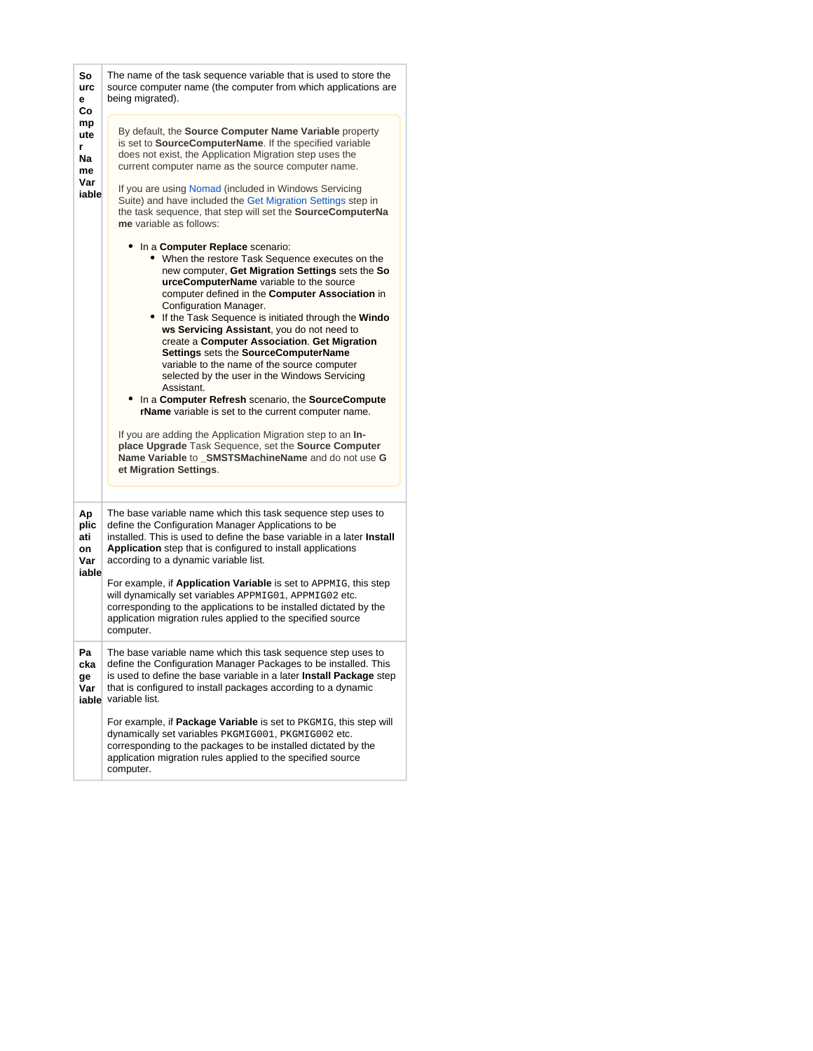| | |
|---|---|
| **Source Computer Name Variable** | The name of the task sequence variable that is used to store the source computer name (the computer from which applications are being migrated).<br><br>By default, the **Source Computer Name Variable** property is set to **SourceComputerName**. If the specified variable does not exist, the Application Migration step uses the current computer name as the source computer name.<br><br>If you are using Nomad (included in Windows Servicing Suite) and have included the Get Migration Settings step in the task sequence, that step will set the **SourceComputerName** variable as follows:<br><br>• In a **Computer Replace** scenario:<br>&nbsp;&nbsp;&nbsp;&nbsp;◦ When the restore Task Sequence executes on the new computer, **Get Migration Settings** sets the **SourceComputerName** variable to the source computer defined in the **Computer Association** in Configuration Manager.<br>&nbsp;&nbsp;&nbsp;&nbsp;◦ If the Task Sequence is initiated through the **Windows Servicing Assistant**, you do not need to create a **Computer Association**. **Get Migration Settings** sets the **SourceComputerName** variable to the name of the source computer selected by the user in the Windows Servicing Assistant.<br>• In a **Computer Refresh** scenario, the **SourceComputerName** variable is set to the current computer name.<br><br>If you are adding the Application Migration step to an **In-place Upgrade** Task Sequence, set the **Source Computer Name Variable** to **_SMSTSMachineName** and do not use **Get Migration Settings**. |
| **Application Variable** | The base variable name which this task sequence step uses to define the Configuration Manager Applications to be installed. This is used to define the base variable in a later **Install Application** step that is configured to install applications according to a dynamic variable list.<br><br>For example, if **Application Variable** is set to `APPMIG`, this step will dynamically set variables `APPMIG01`, `APPMIG02` etc. corresponding to the applications to be installed dictated by the application migration rules applied to the specified source computer. |
| **Package Variable** | The base variable name which this task sequence step uses to define the Configuration Manager Packages to be installed. This is used to define the base variable in a later **Install Package** step that is configured to install packages according to a dynamic variable list.<br><br>For example, if **Package Variable** is set to `PKGMIG`, this step will dynamically set variables `PKGMIG001`, `PKGMIG002` etc. corresponding to the packages to be installed dictated by the application migration rules applied to the specified source computer. |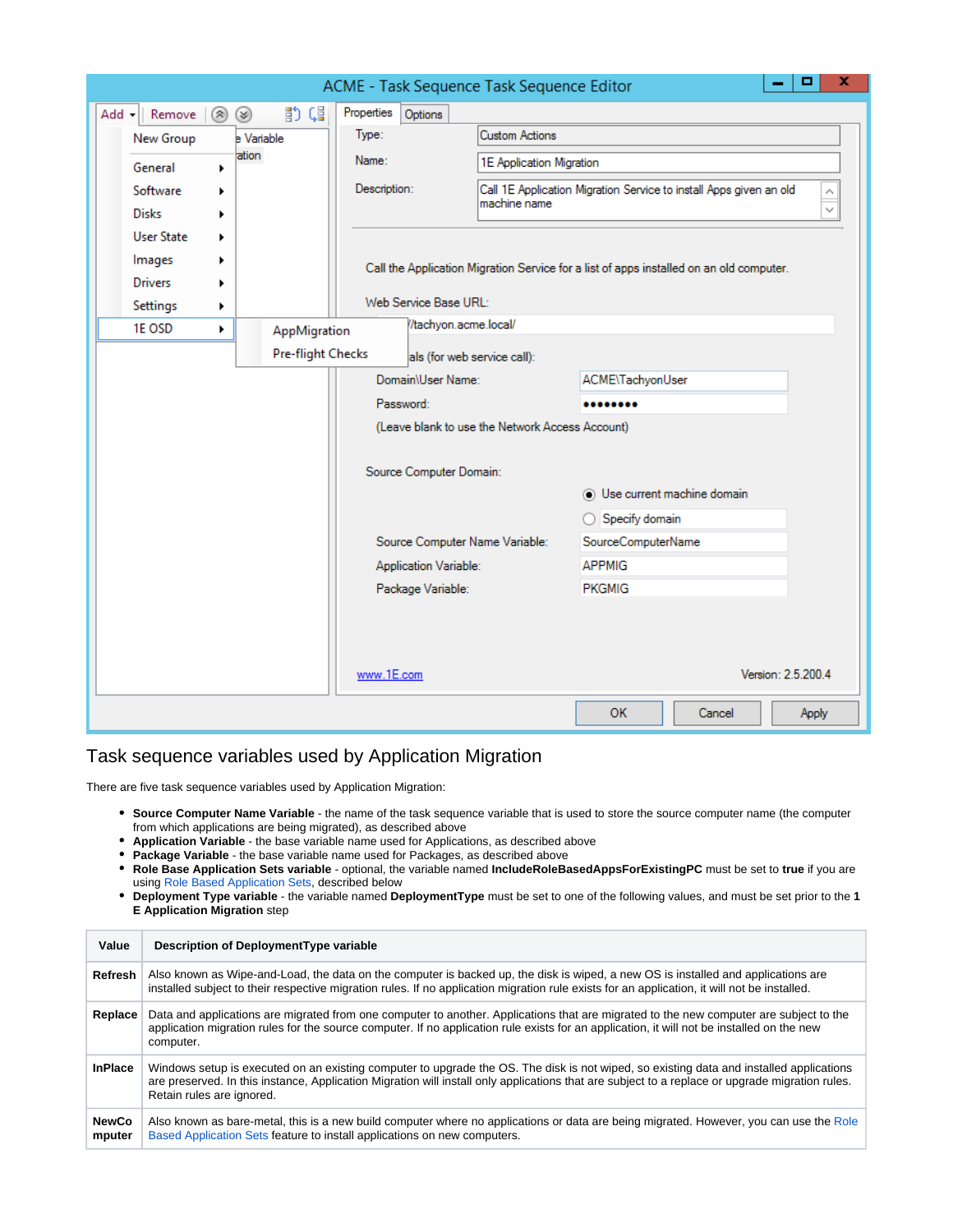ACME - Task Sequence Task Sequence Editor

Add | Remove

New Group
General
Software
Disks
User State
Images
Drivers
Settings
1E OSD

AppMigration
Pre-flight Checks

Properties | Options

Type: Custom Actions

Name: 1E Application Migration

Description: Call 1E Application Migration Service to install Apps given an old machine name

Call the Application Migration Service for a list of apps installed on an old computer.

Web Service Base URL: //tachyon.acme.local/

als (for web service call):

Domain\User Name: ACME\TachyonUser

Password: ••••••••

(Leave blank to use the Network Access Account)

Source Computer Domain:

Use current machine domain

Specify domain

Source Computer Name Variable: SourceComputerName

Application Variable: APPMIG

Package Variable: PKGMIG

www.1E.com

Version: 2.5.200.4

OK | Cancel | Apply

## Task sequence variables used by Application Migration

There are five task sequence variables used by Application Migration:

- **Source Computer Name Variable** - the name of the task sequence variable that is used to store the source computer name (the computer from which applications are being migrated), as described above
- **Application Variable** - the base variable name used for Applications, as described above
- **Package Variable** - the base variable name used for Packages, as described above
- **Role Base Application Sets variable** - optional, the variable named **IncludeRoleBasedAppsForExistingPC** must be set to **true** if you are using Role Based Application Sets, described below
- **Deployment Type variable** - the variable named **DeploymentType** must be set to one of the following values, and must be set prior to the **1E Application Migration** step

| Value | Description of DeploymentType variable |
|---|---|
| **Refresh** | Also known as Wipe-and-Load, the data on the computer is backed up, the disk is wiped, a new OS is installed and applications are installed subject to their respective migration rules. If no application migration rule exists for an application, it will not be installed. |
| **Replace** | Data and applications are migrated from one computer to another. Applications that are migrated to the new computer are subject to the application migration rules for the source computer. If no application rule exists for an application, it will not be installed on the new computer. |
| **InPlace** | Windows setup is executed on an existing computer to upgrade the OS. The disk is not wiped, so existing data and installed applications are preserved. In this instance, Application Migration will install only applications that are subject to a replace or upgrade migration rules. Retain rules are ignored. |
| **NewComputer** | Also known as bare-metal, this is a new build computer where no applications or data are being migrated. However, you can use the Role Based Application Sets feature to install applications on new computers. |